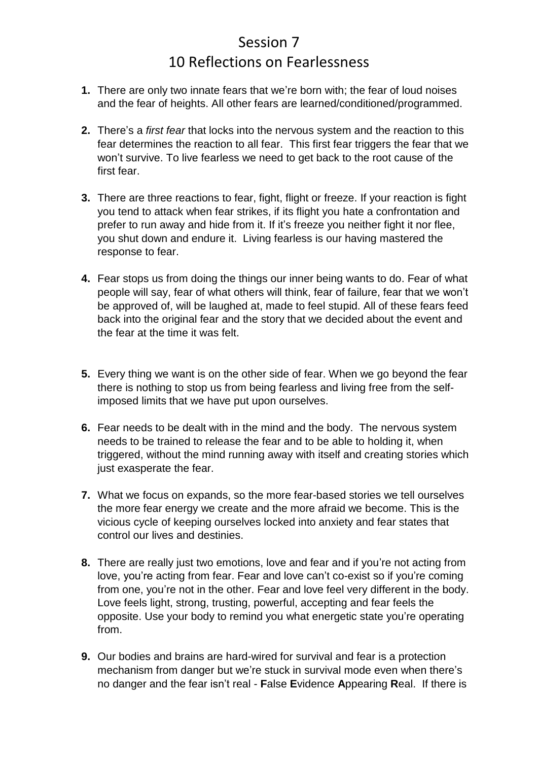# Session 7
# 10 Reflections on Fearlessness

1. There are only two innate fears that we're born with; the fear of loud noises and the fear of heights. All other fears are learned/conditioned/programmed.

2. There's a *first fear* that locks into the nervous system and the reaction to this fear determines the reaction to all fear. This first fear triggers the fear that we won't survive. To live fearless we need to get back to the root cause of the first fear.

3. There are three reactions to fear, fight, flight or freeze. If your reaction is fight you tend to attack when fear strikes, if its flight you hate a confrontation and prefer to run away and hide from it. If it's freeze you neither fight it nor flee, you shut down and endure it. Living fearless is our having mastered the response to fear.

4. Fear stops us from doing the things our inner being wants to do. Fear of what people will say, fear of what others will think, fear of failure, fear that we won't be approved of, will be laughed at, made to feel stupid. All of these fears feed back into the original fear and the story that we decided about the event and the fear at the time it was felt.

5. Every thing we want is on the other side of fear. When we go beyond the fear there is nothing to stop us from being fearless and living free from the self-imposed limits that we have put upon ourselves.

6. Fear needs to be dealt with in the mind and the body. The nervous system needs to be trained to release the fear and to be able to holding it, when triggered, without the mind running away with itself and creating stories which just exasperate the fear.

7. What we focus on expands, so the more fear-based stories we tell ourselves the more fear energy we create and the more afraid we become. This is the vicious cycle of keeping ourselves locked into anxiety and fear states that control our lives and destinies.

8. There are really just two emotions, love and fear and if you're not acting from love, you're acting from fear. Fear and love can't co-exist so if you're coming from one, you're not in the other. Fear and love feel very different in the body. Love feels light, strong, trusting, powerful, accepting and fear feels the opposite. Use your body to remind you what energetic state you're operating from.

9. Our bodies and brains are hard-wired for survival and fear is a protection mechanism from danger but we're stuck in survival mode even when there's no danger and the fear isn't real - **F**alse **E**vidence **A**ppearing **R**eal. If there is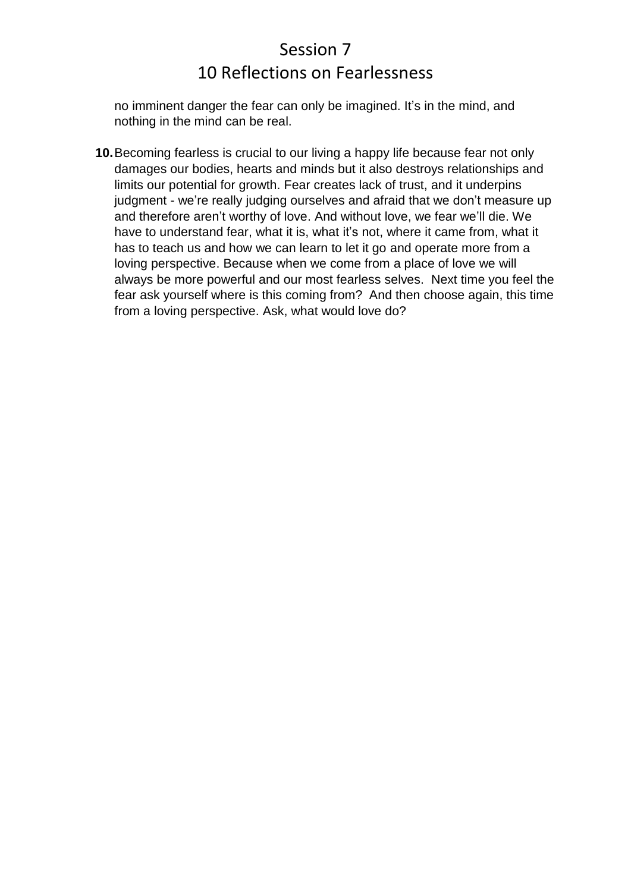no imminent danger the fear can only be imagined. It's in the mind, and nothing in the mind can be real.

10. Becoming fearless is crucial to our living a happy life because fear not only damages our bodies, hearts and minds but it also destroys relationships and limits our potential for growth. Fear creates lack of trust, and it underpins judgment - we're really judging ourselves and afraid that we don't measure up and therefore aren't worthy of love. And without love, we fear we'll die. We have to understand fear, what it is, what it's not, where it came from, what it has to teach us and how we can learn to let it go and operate more from a loving perspective. Because when we come from a place of love we will always be more powerful and our most fearless selves. Next time you feel the fear ask yourself where is this coming from? And then choose again, this time from a loving perspective. Ask, what would love do?